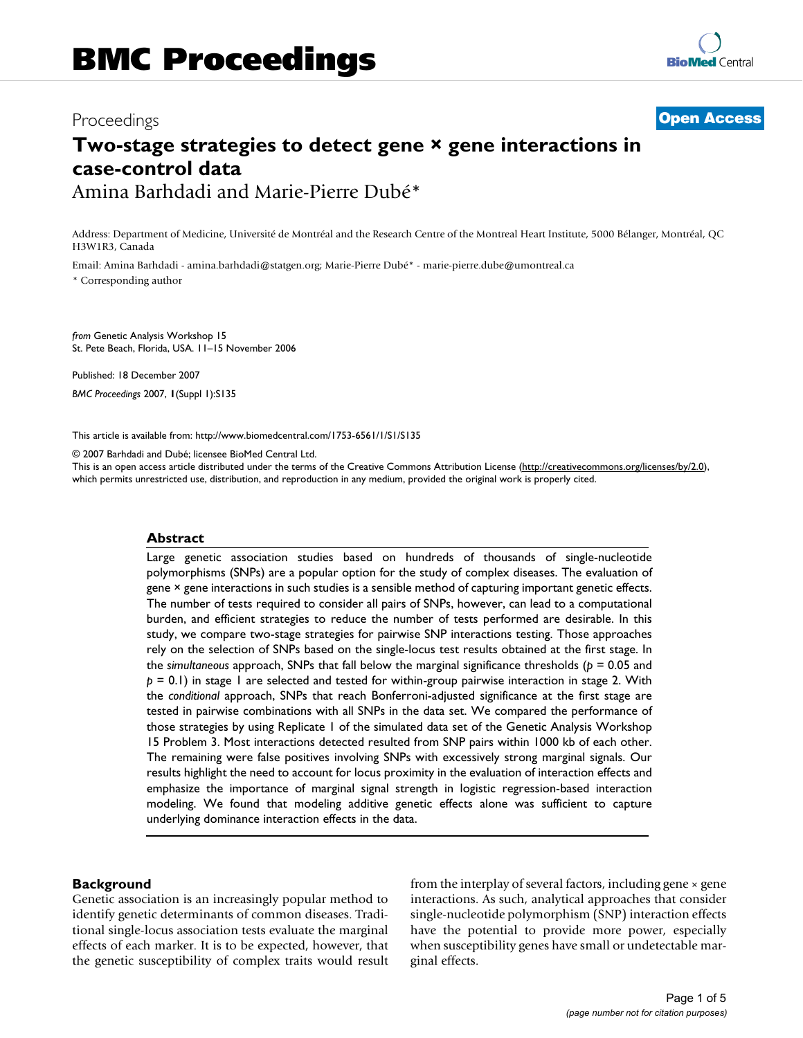Proceedings

**Open Access**

# Two-stage strategies to detect gene × gene interactions in case-control data

Amina Barhdadi and Marie-Pierre Dubé*

Address: Department of Medicine, Université de Montréal and the Research Centre of the Montreal Heart Institute, 5000 Bélanger, Montréal, QC H3W1R3, Canada

Email: Amina Barhdadi - amina.barhdadi@statgen.org; Marie-Pierre Dubé* - marie-pierre.dube@umontreal.ca

* Corresponding author

*from* Genetic Analysis Workshop 15
St. Pete Beach, Florida, USA. 11–15 November 2006

Published: 18 December 2007

*BMC Proceedings* 2007, **1**(Suppl 1):S135

This article is available from: http://www.biomedcentral.com/1753-6561/1/S1/S135

© 2007 Barhdadi and Dubé; licensee BioMed Central Ltd.
This is an open access article distributed under the terms of the Creative Commons Attribution License (http://creativecommons.org/licenses/by/2.0), which permits unrestricted use, distribution, and reproduction in any medium, provided the original work is properly cited.

## Abstract

Large genetic association studies based on hundreds of thousands of single-nucleotide polymorphisms (SNPs) are a popular option for the study of complex diseases. The evaluation of gene × gene interactions in such studies is a sensible method of capturing important genetic effects. The number of tests required to consider all pairs of SNPs, however, can lead to a computational burden, and efficient strategies to reduce the number of tests performed are desirable. In this study, we compare two-stage strategies for pairwise SNP interactions testing. Those approaches rely on the selection of SNPs based on the single-locus test results obtained at the first stage. In the *simultaneous* approach, SNPs that fall below the marginal significance thresholds ($p = 0.05$ and $p = 0.1$) in stage 1 are selected and tested for within-group pairwise interaction in stage 2. With the *conditional* approach, SNPs that reach Bonferroni-adjusted significance at the first stage are tested in pairwise combinations with all SNPs in the data set. We compared the performance of those strategies by using Replicate 1 of the simulated data set of the Genetic Analysis Workshop 15 Problem 3. Most interactions detected resulted from SNP pairs within 1000 kb of each other. The remaining were false positives involving SNPs with excessively strong marginal signals. Our results highlight the need to account for locus proximity in the evaluation of interaction effects and emphasize the importance of marginal signal strength in logistic regression-based interaction modeling. We found that modeling additive genetic effects alone was sufficient to capture underlying dominance interaction effects in the data.

## Background

Genetic association is an increasingly popular method to identify genetic determinants of common diseases. Traditional single-locus association tests evaluate the marginal effects of each marker. It is to be expected, however, that the genetic susceptibility of complex traits would result from the interplay of several factors, including gene × gene interactions. As such, analytical approaches that consider single-nucleotide polymorphism (SNP) interaction effects have the potential to provide more power, especially when susceptibility genes have small or undetectable marginal effects.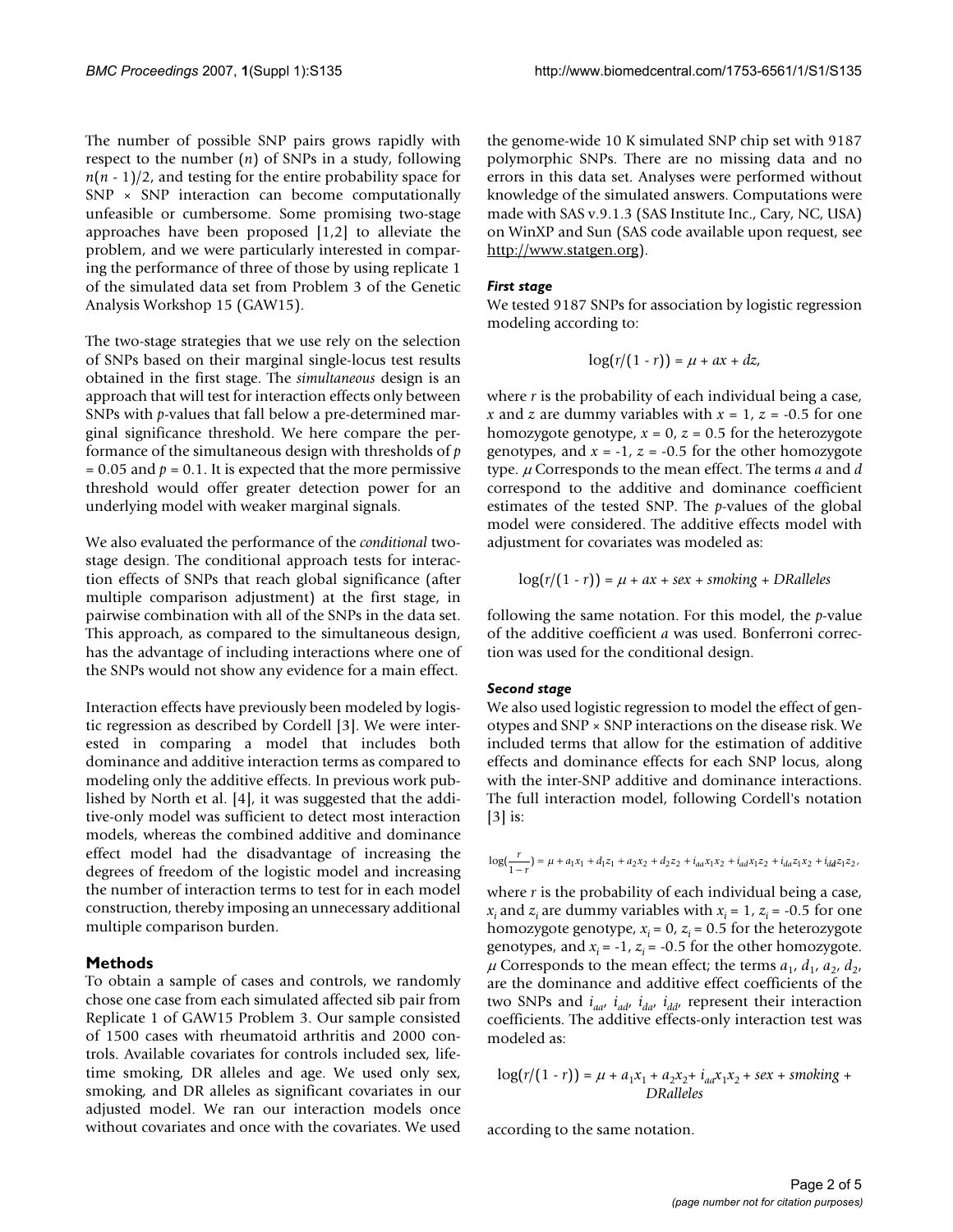The number of possible SNP pairs grows rapidly with respect to the number ($n$) of SNPs in a study, following $n(n - 1)/2$, and testing for the entire probability space for SNP × SNP interaction can become computationally unfeasible or cumbersome. Some promising two-stage approaches have been proposed [1,2] to alleviate the problem, and we were particularly interested in comparing the performance of three of those by using replicate 1 of the simulated data set from Problem 3 of the Genetic Analysis Workshop 15 (GAW15).

The two-stage strategies that we use rely on the selection of SNPs based on their marginal single-locus test results obtained in the first stage. The *simultaneous* design is an approach that will test for interaction effects only between SNPs with *p*-values that fall below a pre-determined marginal significance threshold. We here compare the performance of the simultaneous design with thresholds of $p = 0.05$ and $p = 0.1$. It is expected that the more permissive threshold would offer greater detection power for an underlying model with weaker marginal signals.

We also evaluated the performance of the *conditional* two-stage design. The conditional approach tests for interaction effects of SNPs that reach global significance (after multiple comparison adjustment) at the first stage, in pairwise combination with all of the SNPs in the data set. This approach, as compared to the simultaneous design, has the advantage of including interactions where one of the SNPs would not show any evidence for a main effect.

Interaction effects have previously been modeled by logistic regression as described by Cordell [3]. We were interested in comparing a model that includes both dominance and additive interaction terms as compared to modeling only the additive effects. In previous work published by North et al. [4], it was suggested that the additive-only model was sufficient to detect most interaction models, whereas the combined additive and dominance effect model had the disadvantage of increasing the degrees of freedom of the logistic model and increasing the number of interaction terms to test for in each model construction, thereby imposing an unnecessary additional multiple comparison burden.

## Methods

To obtain a sample of cases and controls, we randomly chose one case from each simulated affected sib pair from Replicate 1 of GAW15 Problem 3. Our sample consisted of 1500 cases with rheumatoid arthritis and 2000 controls. Available covariates for controls included sex, lifetime smoking, DR alleles and age. We used only sex, smoking, and DR alleles as significant covariates in our adjusted model. We ran our interaction models once without covariates and once with the covariates. We used the genome-wide 10 K simulated SNP chip set with 9187 polymorphic SNPs. There are no missing data and no errors in this data set. Analyses were performed without knowledge of the simulated answers. Computations were made with SAS v.9.1.3 (SAS Institute Inc., Cary, NC, USA) on WinXP and Sun (SAS code available upon request, see http://www.statgen.org).

### First stage

We tested 9187 SNPs for association by logistic regression modeling according to:

$$\log(r/(1 - r)) = \mu + ax + dz,$$

where $r$ is the probability of each individual being a case, $x$ and $z$ are dummy variables with $x = 1$, $z = -0.5$ for one homozygote genotype, $x = 0$, $z = 0.5$ for the heterozygote genotypes, and $x = -1$, $z = -0.5$ for the other homozygote type. $\mu$ Corresponds to the mean effect. The terms $a$ and $d$ correspond to the additive and dominance coefficient estimates of the tested SNP. The *p*-values of the global model were considered. The additive effects model with adjustment for covariates was modeled as:

$$\log(r/(1 - r)) = \mu + ax + sex + smoking + DRalleles$$

following the same notation. For this model, the *p*-value of the additive coefficient $a$ was used. Bonferroni correction was used for the conditional design.

### Second stage

We also used logistic regression to model the effect of genotypes and SNP × SNP interactions on the disease risk. We included terms that allow for the estimation of additive effects and dominance effects for each SNP locus, along with the inter-SNP additive and dominance interactions. The full interaction model, following Cordell's notation [3] is:

$$\log\left(\frac{r}{1-r}\right) = \mu + a_1x_1 + d_1z_1 + a_2x_2 + d_2z_2 + i_{aa}x_1x_2 + i_{ad}x_1z_2 + i_{da}z_1x_2 + i_{dd}z_1z_2,$$

where $r$ is the probability of each individual being a case, $x_i$ and $z_i$ are dummy variables with $x_i = 1$, $z_i = -0.5$ for one homozygote genotype, $x_i = 0$, $z_i = 0.5$ for the heterozygote genotypes, and $x_i = -1$, $z_i = -0.5$ for the other homozygote. $\mu$ Corresponds to the mean effect; the terms $a_1$, $d_1$, $a_2$, $d_2$, are the dominance and additive effect coefficients of the two SNPs and $i_{aa}$, $i_{ad}$, $i_{da}$, $i_{dd}$, represent their interaction coefficients. The additive effects-only interaction test was modeled as:

$$\log(r/(1 - r)) = \mu + a_1x_1 + a_2x_2 + i_{aa}x_1x_2 + sex + smoking + DRalleles$$

according to the same notation.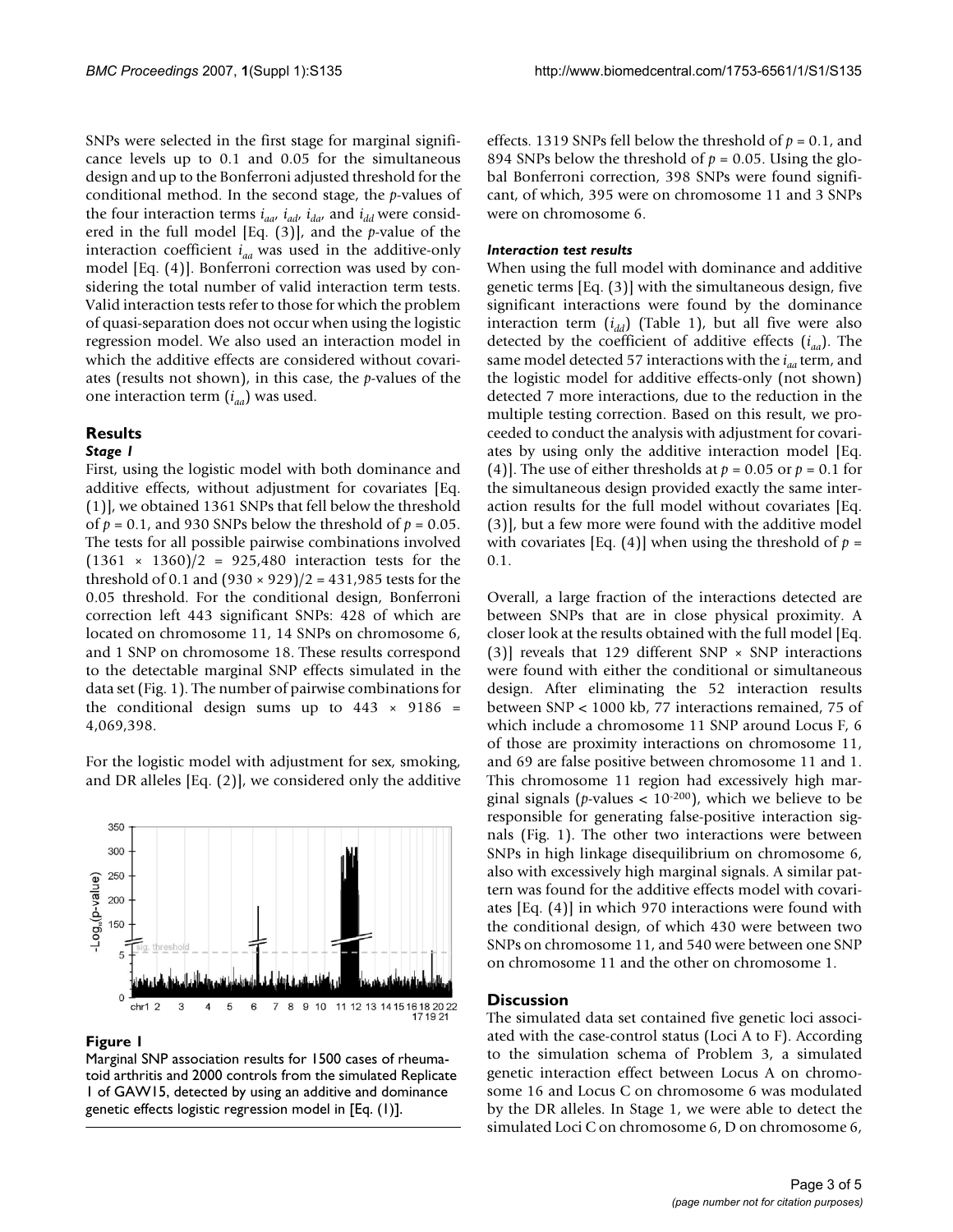SNPs were selected in the first stage for marginal significance levels up to 0.1 and 0.05 for the simultaneous design and up to the Bonferroni adjusted threshold for the conditional method. In the second stage, the *p*-values of the four interaction terms $i_{aa}$, $i_{ad}$, $i_{da}$, and $i_{dd}$ were considered in the full model [Eq. (3)], and the *p*-value of the interaction coefficient $i_{aa}$ was used in the additive-only model [Eq. (4)]. Bonferroni correction was used by considering the total number of valid interaction term tests. Valid interaction tests refer to those for which the problem of quasi-separation does not occur when using the logistic regression model. We also used an interaction model in which the additive effects are considered without covariates (results not shown), in this case, the *p*-values of the one interaction term ($i_{aa}$) was used.

## Results

### Stage 1

First, using the logistic model with both dominance and additive effects, without adjustment for covariates [Eq. (1)], we obtained 1361 SNPs that fell below the threshold of $p = 0.1$, and 930 SNPs below the threshold of $p = 0.05$. The tests for all possible pairwise combinations involved $(1361 \times 1360)/2 = 925,480$ interaction tests for the threshold of 0.1 and $(930 \times 929)/2 = 431,985$ tests for the 0.05 threshold. For the conditional design, Bonferroni correction left 443 significant SNPs: 428 of which are located on chromosome 11, 14 SNPs on chromosome 6, and 1 SNP on chromosome 18. These results correspond to the detectable marginal SNP effects simulated in the data set (Fig. 1). The number of pairwise combinations for the conditional design sums up to $443 \times 9186 = 4,069,398$.

For the logistic model with adjustment for sex, smoking, and DR alleles [Eq. (2)], we considered only the additive effects. 1319 SNPs fell below the threshold of $p = 0.1$, and 894 SNPs below the threshold of $p = 0.05$. Using the global Bonferroni correction, 398 SNPs were found significant, of which, 395 were on chromosome 11 and 3 SNPs were on chromosome 6.

350
300
250
200
150
-Log$_{e}$(p-value)
sig. threshold
5
0
chr1 2 3 4 5 6 7 8 9 10 11 12 13 14 15 16 18 20 22
17 19 21

**Figure 1**
Marginal SNP association results for 1500 cases of rheumatoid arthritis and 2000 controls from the simulated Replicate 1 of GAW15, detected by using an additive and dominance genetic effects logistic regression model in [Eq. (1)].

### Interaction test results

When using the full model with dominance and additive genetic terms [Eq. (3)] with the simultaneous design, five significant interactions were found by the dominance interaction term ($i_{dd}$) (Table 1), but all five were also detected by the coefficient of additive effects ($i_{aa}$). The same model detected 57 interactions with the $i_{aa}$ term, and the logistic model for additive effects-only (not shown) detected 7 more interactions, due to the reduction in the multiple testing correction. Based on this result, we proceeded to conduct the analysis with adjustment for covariates by using only the additive interaction model [Eq. (4)]. The use of either thresholds at $p = 0.05$ or $p = 0.1$ for the simultaneous design provided exactly the same interaction results for the full model without covariates [Eq. (3)], but a few more were found with the additive model with covariates [Eq. (4)] when using the threshold of $p = 0.1$.

Overall, a large fraction of the interactions detected are between SNPs that are in close physical proximity. A closer look at the results obtained with the full model [Eq. (3)] reveals that 129 different SNP × SNP interactions were found with either the conditional or simultaneous design. After eliminating the 52 interaction results between SNP < 1000 kb, 77 interactions remained, 75 of which include a chromosome 11 SNP around Locus F, 6 of those are proximity interactions on chromosome 11, and 69 are false positive between chromosome 11 and 1. This chromosome 11 region had excessively high marginal signals (*p*-values < $10^{-200}$), which we believe to be responsible for generating false-positive interaction signals (Fig. 1). The other two interactions were between SNPs in high linkage disequilibrium on chromosome 6, also with excessively high marginal signals. A similar pattern was found for the additive effects model with covariates [Eq. (4)] in which 970 interactions were found with the conditional design, of which 430 were between two SNPs on chromosome 11, and 540 were between one SNP on chromosome 11 and the other on chromosome 1.

## Discussion

The simulated data set contained five genetic loci associated with the case-control status (Loci A to F). According to the simulation schema of Problem 3, a simulated genetic interaction effect between Locus A on chromosome 16 and Locus C on chromosome 6 was modulated by the DR alleles. In Stage 1, we were able to detect the simulated Loci C on chromosome 6, D on chromosome 6,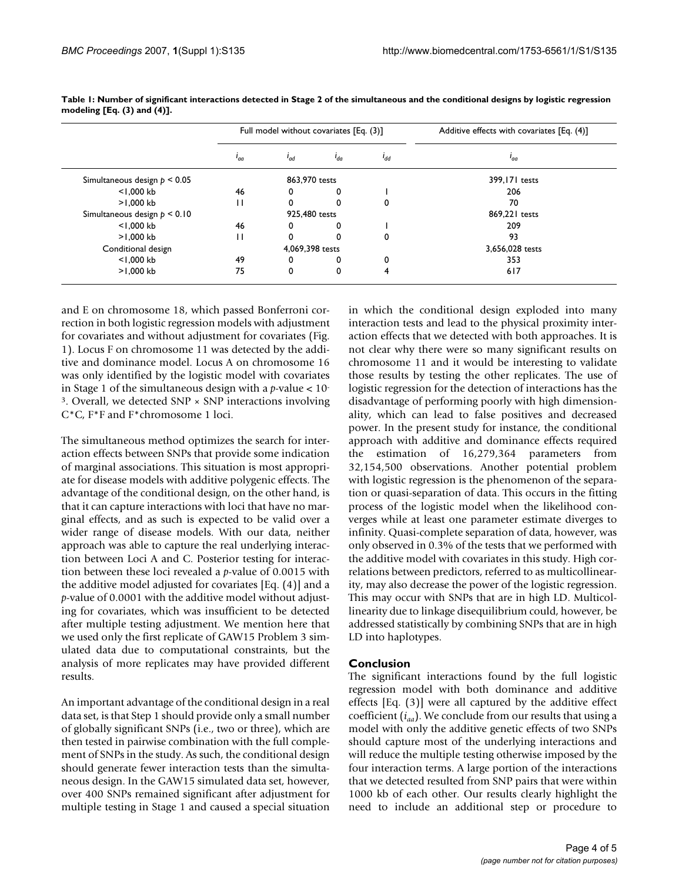**Table 1: Number of significant interactions detected in Stage 2 of the simultaneous and the conditional designs by logistic regression modeling [Eq. (3) and (4)].**

| | Full model without covariates [Eq. (3)] | | | | Additive effects with covariates [Eq. (4)] |
|---|---|---|---|---|---|
| | $i_{aa}$ | $i_{ad}$ | $i_{da}$ | $i_{dd}$ | $i_{aa}$ |
| Simultaneous design $p < 0.05$ | 863,970 tests | | | | 399,171 tests |
| <1,000 kb | 46 | 0 | 0 | 1 | 206 |
| >1,000 kb | 11 | 0 | 0 | 0 | 70 |
| Simultaneous design $p < 0.10$ | 925,480 tests | | | | 869,221 tests |
| <1,000 kb | 46 | 0 | 0 | 1 | 209 |
| >1,000 kb | 11 | 0 | 0 | 0 | 93 |
| Conditional design | 4,069,398 tests | | | | 3,656,028 tests |
| <1,000 kb | 49 | 0 | 0 | 0 | 353 |
| >1,000 kb | 75 | 0 | 0 | 4 | 617 |

and E on chromosome 18, which passed Bonferroni correction in both logistic regression models with adjustment for covariates and without adjustment for covariates (Fig. 1). Locus F on chromosome 11 was detected by the additive and dominance model. Locus A on chromosome 16 was only identified by the logistic model with covariates in Stage 1 of the simultaneous design with a $p$-value < $10^{-3}$. Overall, we detected SNP × SNP interactions involving C*C, F*F and F*chromosome 1 loci.

The simultaneous method optimizes the search for interaction effects between SNPs that provide some indication of marginal associations. This situation is most appropriate for disease models with additive polygenic effects. The advantage of the conditional design, on the other hand, is that it can capture interactions with loci that have no marginal effects, and as such is expected to be valid over a wider range of disease models. With our data, neither approach was able to capture the real underlying interaction between Loci A and C. Posterior testing for interaction between these loci revealed a $p$-value of 0.0015 with the additive model adjusted for covariates [Eq. (4)] and a $p$-value of 0.0001 with the additive model without adjusting for covariates, which was insufficient to be detected after multiple testing adjustment. We mention here that we used only the first replicate of GAW15 Problem 3 simulated data due to computational constraints, but the analysis of more replicates may have provided different results.

An important advantage of the conditional design in a real data set, is that Step 1 should provide only a small number of globally significant SNPs (i.e., two or three), which are then tested in pairwise combination with the full complement of SNPs in the study. As such, the conditional design should generate fewer interaction tests than the simultaneous design. In the GAW15 simulated data set, however, over 400 SNPs remained significant after adjustment for multiple testing in Stage 1 and caused a special situation in which the conditional design exploded into many interaction tests and lead to the physical proximity interaction effects that we detected with both approaches. It is not clear why there were so many significant results on chromosome 11 and it would be interesting to validate those results by testing the other replicates. The use of logistic regression for the detection of interactions has the disadvantage of performing poorly with high dimensionality, which can lead to false positives and decreased power. In the present study for instance, the conditional approach with additive and dominance effects required the estimation of 16,279,364 parameters from 32,154,500 observations. Another potential problem with logistic regression is the phenomenon of the separation or quasi-separation of data. This occurs in the fitting process of the logistic model when the likelihood converges while at least one parameter estimate diverges to infinity. Quasi-complete separation of data, however, was only observed in 0.3% of the tests that we performed with the additive model with covariates in this study. High correlations between predictors, referred to as multicollinearity, may also decrease the power of the logistic regression. This may occur with SNPs that are in high LD. Multicollinearity due to linkage disequilibrium could, however, be addressed statistically by combining SNPs that are in high LD into haplotypes.

## Conclusion

The significant interactions found by the full logistic regression model with both dominance and additive effects [Eq. (3)] were all captured by the additive effect coefficient ($i_{aa}$). We conclude from our results that using a model with only the additive genetic effects of two SNPs should capture most of the underlying interactions and will reduce the multiple testing otherwise imposed by the four interaction terms. A large portion of the interactions that we detected resulted from SNP pairs that were within 1000 kb of each other. Our results clearly highlight the need to include an additional step or procedure to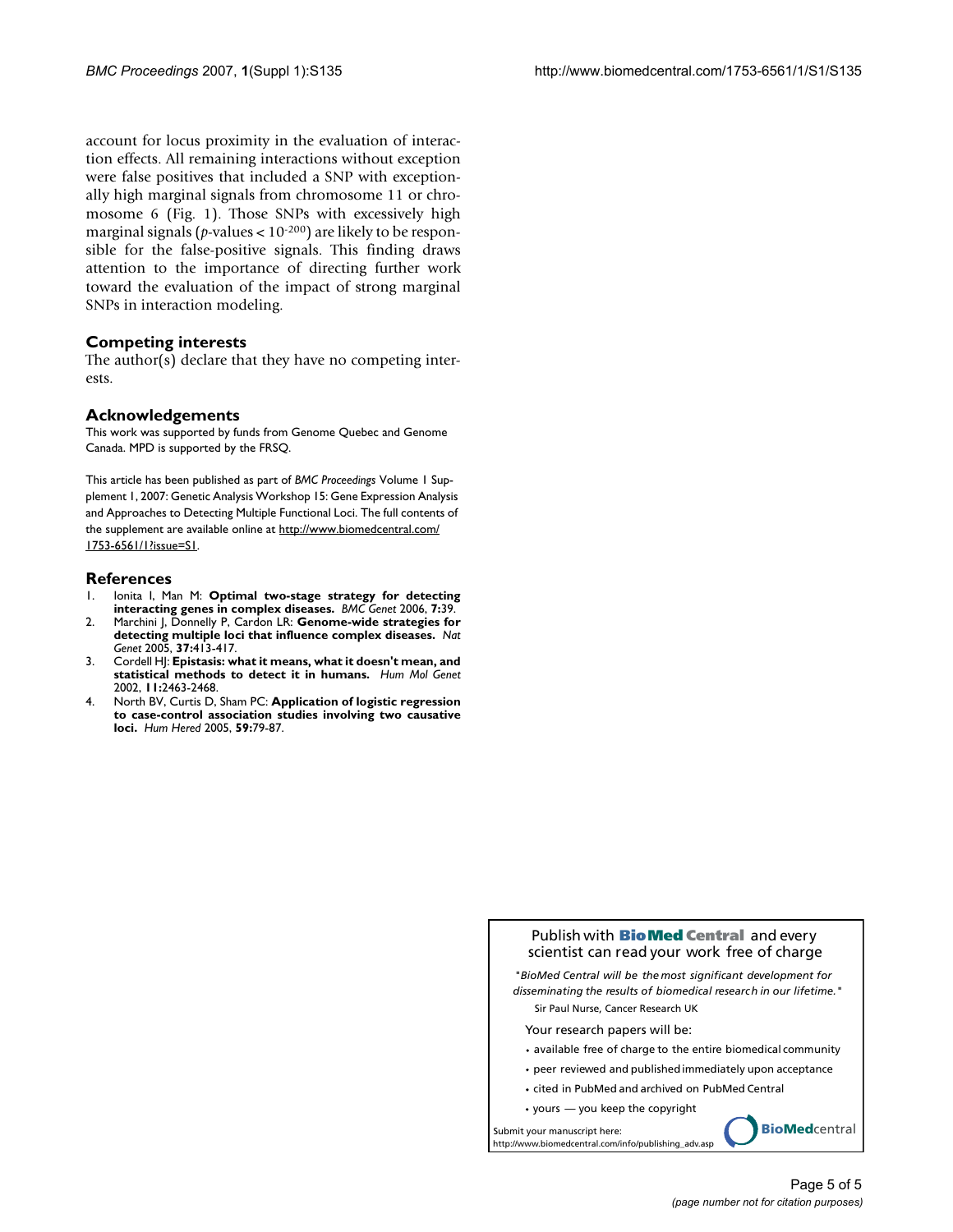account for locus proximity in the evaluation of interaction effects. All remaining interactions without exception were false positives that included a SNP with exceptionally high marginal signals from chromosome 11 or chromosome 6 (Fig. 1). Those SNPs with excessively high marginal signals (*p*-values < $10^{-200}$) are likely to be responsible for the false-positive signals. This finding draws attention to the importance of directing further work toward the evaluation of the impact of strong marginal SNPs in interaction modeling.

## Competing interests

The author(s) declare that they have no competing interests.

## Acknowledgements

This work was supported by funds from Genome Quebec and Genome Canada. MPD is supported by the FRSQ.

This article has been published as part of *BMC Proceedings* Volume 1 Supplement 1, 2007: Genetic Analysis Workshop 15: Gene Expression Analysis and Approaches to Detecting Multiple Functional Loci. The full contents of the supplement are available online at http://www.biomedcentral.com/1753-6561/1?issue=S1.

## References

1. Ionita I, Man M: **Optimal two-stage strategy for detecting interacting genes in complex diseases.** *BMC Genet* 2006, **7:**39.
2. Marchini J, Donnelly P, Cardon LR: **Genome-wide strategies for detecting multiple loci that influence complex diseases.** *Nat Genet* 2005, **37:**413-417.
3. Cordell HJ: **Epistasis: what it means, what it doesn't mean, and statistical methods to detect it in humans.** *Hum Mol Genet* 2002, **11:**2463-2468.
4. North BV, Curtis D, Sham PC: **Application of logistic regression to case-control association studies involving two causative loci.** *Hum Hered* 2005, **59:**79-87.

Publish with **BioMed Central** and every scientist can read your work free of charge

*"BioMed Central will be the most significant development for disseminating the results of biomedical research in our lifetime."*

Sir Paul Nurse, Cancer Research UK

Your research papers will be:

- available free of charge to the entire biomedical community
- peer reviewed and published immediately upon acceptance
- cited in PubMed and archived on PubMed Central
- yours — you keep the copyright

Submit your manuscript here:
http://www.biomedcentral.com/info/publishing_adv.asp

**BioMed**central